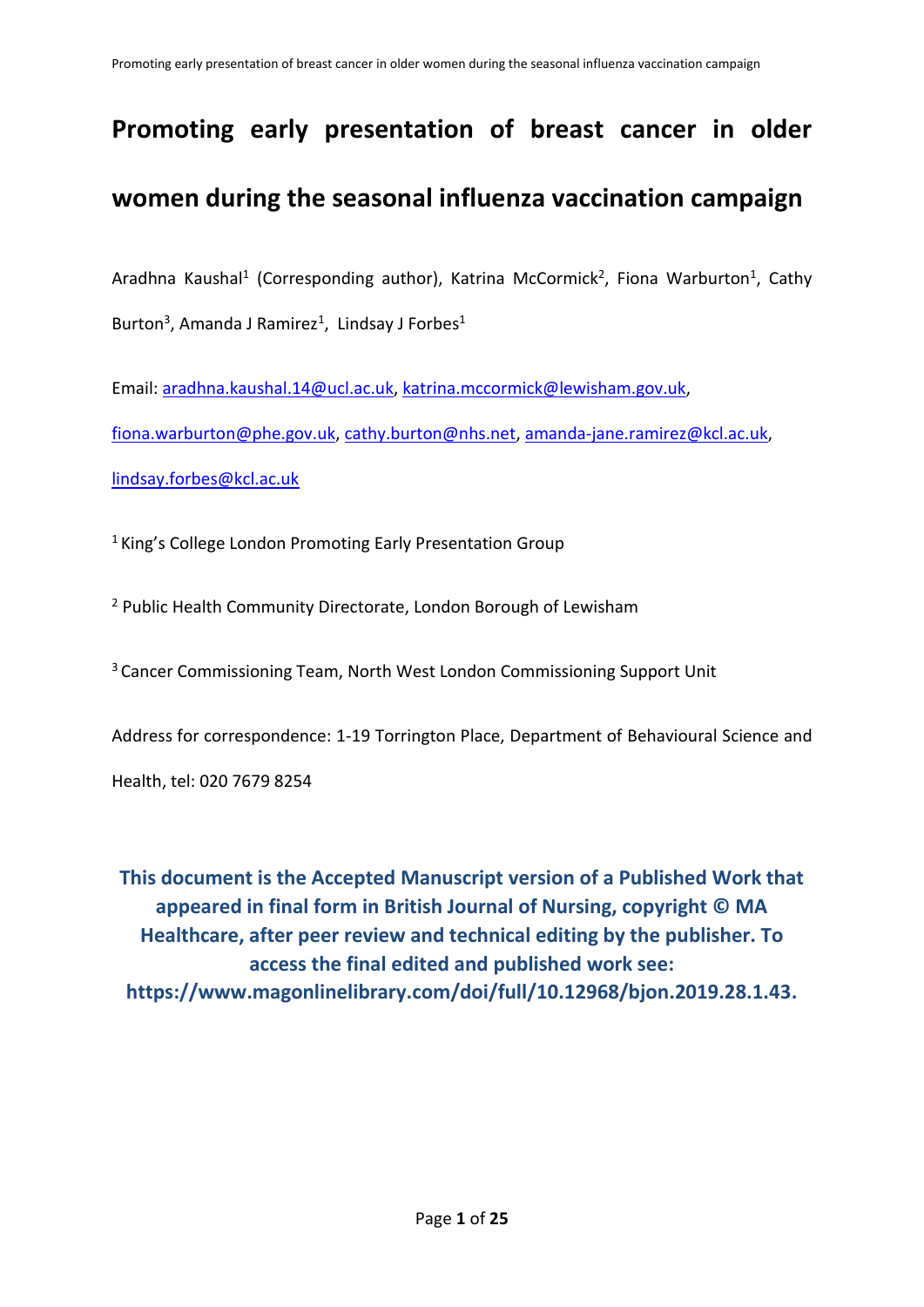# Promoting early presentation of breast cancer in older women during the seasonal influenza vaccination campaign

Aradhna Kaushal[1] (Corresponding author), Katrina McCormick[2], Fiona Warburton[1], Cathy Burton[3], Amanda J Ramirez[1], Lindsay J Forbes[1]

Email: aradhna.kaushal.14@ucl.ac.uk, katrina.mccormick@lewisham.gov.uk, fiona.warburton@phe.gov.uk, cathy.burton@nhs.net, amanda-jane.ramirez@kcl.ac.uk, lindsay.forbes@kcl.ac.uk

[1] King's College London Promoting Early Presentation Group

[2] Public Health Community Directorate, London Borough of Lewisham

[3] Cancer Commissioning Team, North West London Commissioning Support Unit

Address for correspondence: 1-19 Torrington Place, Department of Behavioural Science and Health, tel: 020 7679 8254

**This document is the Accepted Manuscript version of a Published Work that appeared in final form in British Journal of Nursing, copyright © MA Healthcare, after peer review and technical editing by the publisher. To access the final edited and published work see: https://www.magonlinelibrary.com/doi/full/10.12968/bjon.2019.28.1.43.**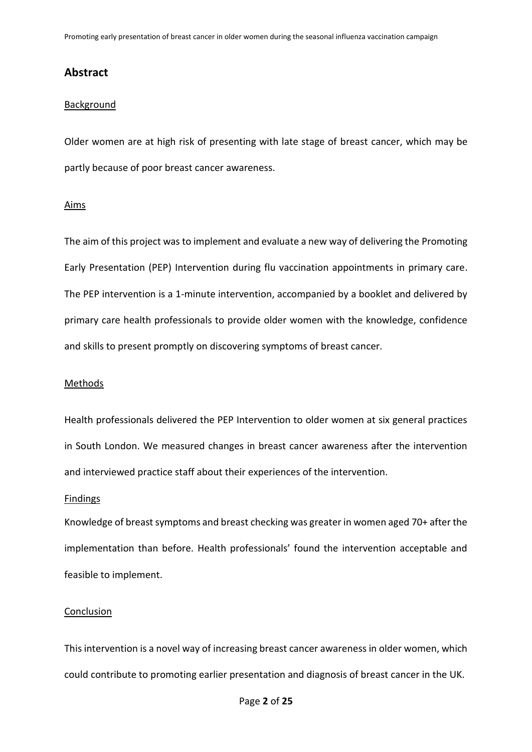## Abstract

Background

Older women are at high risk of presenting with late stage of breast cancer, which may be partly because of poor breast cancer awareness.

Aims

The aim of this project was to implement and evaluate a new way of delivering the Promoting Early Presentation (PEP) Intervention during flu vaccination appointments in primary care. The PEP intervention is a 1-minute intervention, accompanied by a booklet and delivered by primary care health professionals to provide older women with the knowledge, confidence and skills to present promptly on discovering symptoms of breast cancer.

Methods

Health professionals delivered the PEP Intervention to older women at six general practices in South London. We measured changes in breast cancer awareness after the intervention and interviewed practice staff about their experiences of the intervention.

Findings

Knowledge of breast symptoms and breast checking was greater in women aged 70+ after the implementation than before. Health professionals' found the intervention acceptable and feasible to implement.

Conclusion

This intervention is a novel way of increasing breast cancer awareness in older women, which could contribute to promoting earlier presentation and diagnosis of breast cancer in the UK.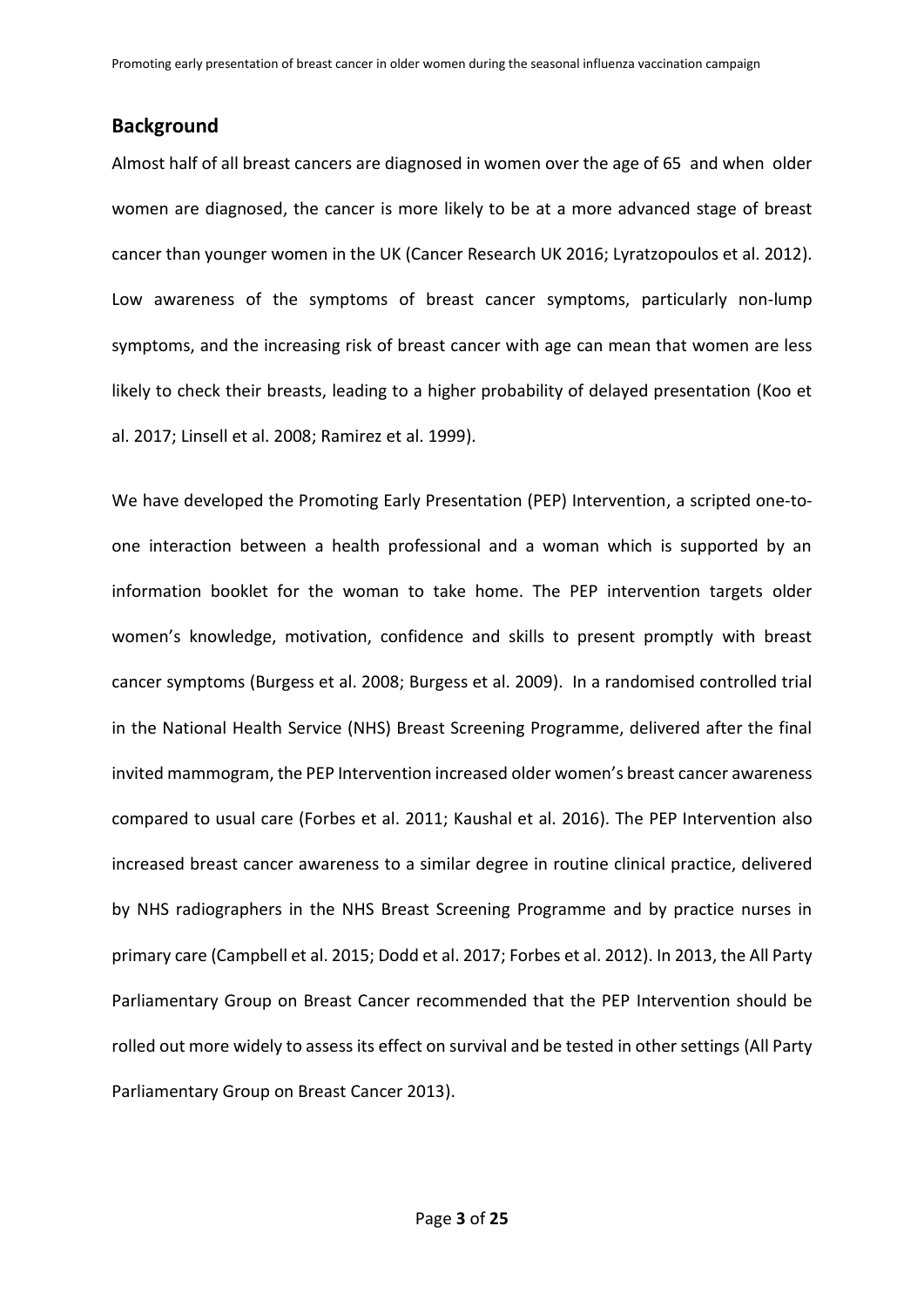## Background

Almost half of all breast cancers are diagnosed in women over the age of 65 and when older women are diagnosed, the cancer is more likely to be at a more advanced stage of breast cancer than younger women in the UK (Cancer Research UK 2016; Lyratzopoulos et al. 2012). Low awareness of the symptoms of breast cancer symptoms, particularly non-lump symptoms, and the increasing risk of breast cancer with age can mean that women are less likely to check their breasts, leading to a higher probability of delayed presentation (Koo et al. 2017; Linsell et al. 2008; Ramirez et al. 1999).

We have developed the Promoting Early Presentation (PEP) Intervention, a scripted one-to-one interaction between a health professional and a woman which is supported by an information booklet for the woman to take home. The PEP intervention targets older women's knowledge, motivation, confidence and skills to present promptly with breast cancer symptoms (Burgess et al. 2008; Burgess et al. 2009). In a randomised controlled trial in the National Health Service (NHS) Breast Screening Programme, delivered after the final invited mammogram, the PEP Intervention increased older women's breast cancer awareness compared to usual care (Forbes et al. 2011; Kaushal et al. 2016). The PEP Intervention also increased breast cancer awareness to a similar degree in routine clinical practice, delivered by NHS radiographers in the NHS Breast Screening Programme and by practice nurses in primary care (Campbell et al. 2015; Dodd et al. 2017; Forbes et al. 2012). In 2013, the All Party Parliamentary Group on Breast Cancer recommended that the PEP Intervention should be rolled out more widely to assess its effect on survival and be tested in other settings (All Party Parliamentary Group on Breast Cancer 2013).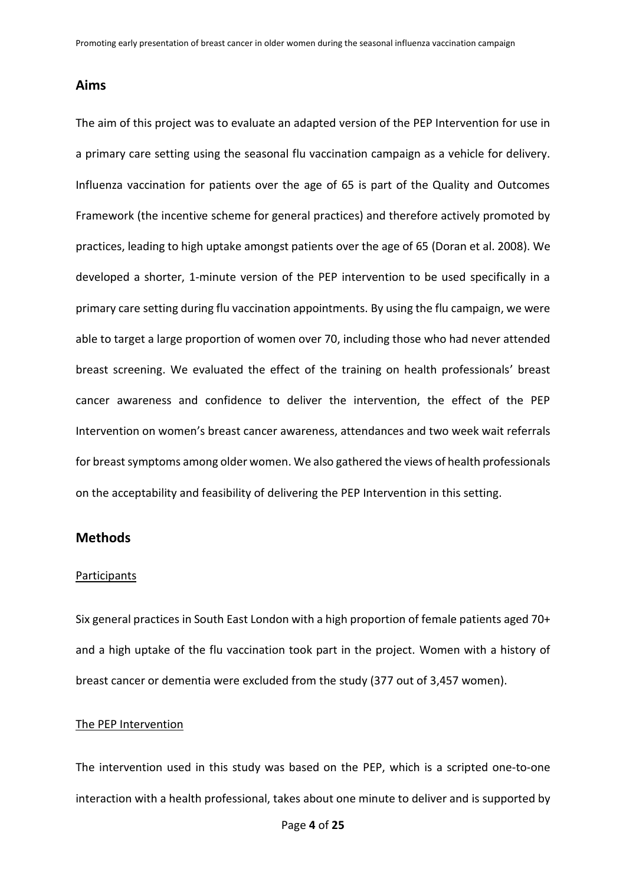## Aims

The aim of this project was to evaluate an adapted version of the PEP Intervention for use in a primary care setting using the seasonal flu vaccination campaign as a vehicle for delivery. Influenza vaccination for patients over the age of 65 is part of the Quality and Outcomes Framework (the incentive scheme for general practices) and therefore actively promoted by practices, leading to high uptake amongst patients over the age of 65 (Doran et al. 2008). We developed a shorter, 1-minute version of the PEP intervention to be used specifically in a primary care setting during flu vaccination appointments. By using the flu campaign, we were able to target a large proportion of women over 70, including those who had never attended breast screening. We evaluated the effect of the training on health professionals' breast cancer awareness and confidence to deliver the intervention, the effect of the PEP Intervention on women's breast cancer awareness, attendances and two week wait referrals for breast symptoms among older women. We also gathered the views of health professionals on the acceptability and feasibility of delivering the PEP Intervention in this setting.

## Methods

### Participants

Six general practices in South East London with a high proportion of female patients aged 70+ and a high uptake of the flu vaccination took part in the project. Women with a history of breast cancer or dementia were excluded from the study (377 out of 3,457 women).

### The PEP Intervention

The intervention used in this study was based on the PEP, which is a scripted one-to-one interaction with a health professional, takes about one minute to deliver and is supported by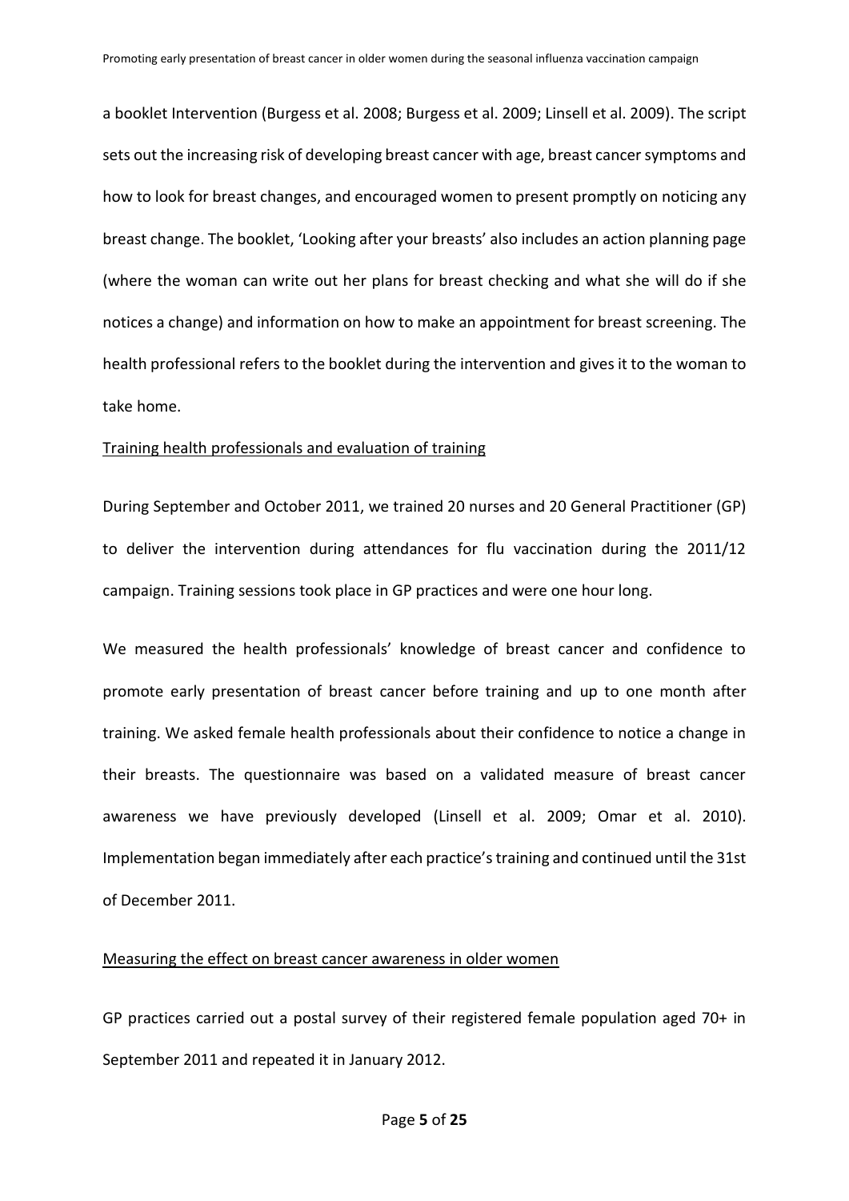a booklet Intervention (Burgess et al. 2008; Burgess et al. 2009; Linsell et al. 2009). The script sets out the increasing risk of developing breast cancer with age, breast cancer symptoms and how to look for breast changes, and encouraged women to present promptly on noticing any breast change. The booklet, 'Looking after your breasts' also includes an action planning page (where the woman can write out her plans for breast checking and what she will do if she notices a change) and information on how to make an appointment for breast screening. The health professional refers to the booklet during the intervention and gives it to the woman to take home.

<u>Training health professionals and evaluation of training</u>

During September and October 2011, we trained 20 nurses and 20 General Practitioner (GP) to deliver the intervention during attendances for flu vaccination during the 2011/12 campaign. Training sessions took place in GP practices and were one hour long.

We measured the health professionals' knowledge of breast cancer and confidence to promote early presentation of breast cancer before training and up to one month after training. We asked female health professionals about their confidence to notice a change in their breasts. The questionnaire was based on a validated measure of breast cancer awareness we have previously developed (Linsell et al. 2009; Omar et al. 2010). Implementation began immediately after each practice's training and continued until the 31st of December 2011.

<u>Measuring the effect on breast cancer awareness in older women</u>

GP practices carried out a postal survey of their registered female population aged 70+ in September 2011 and repeated it in January 2012.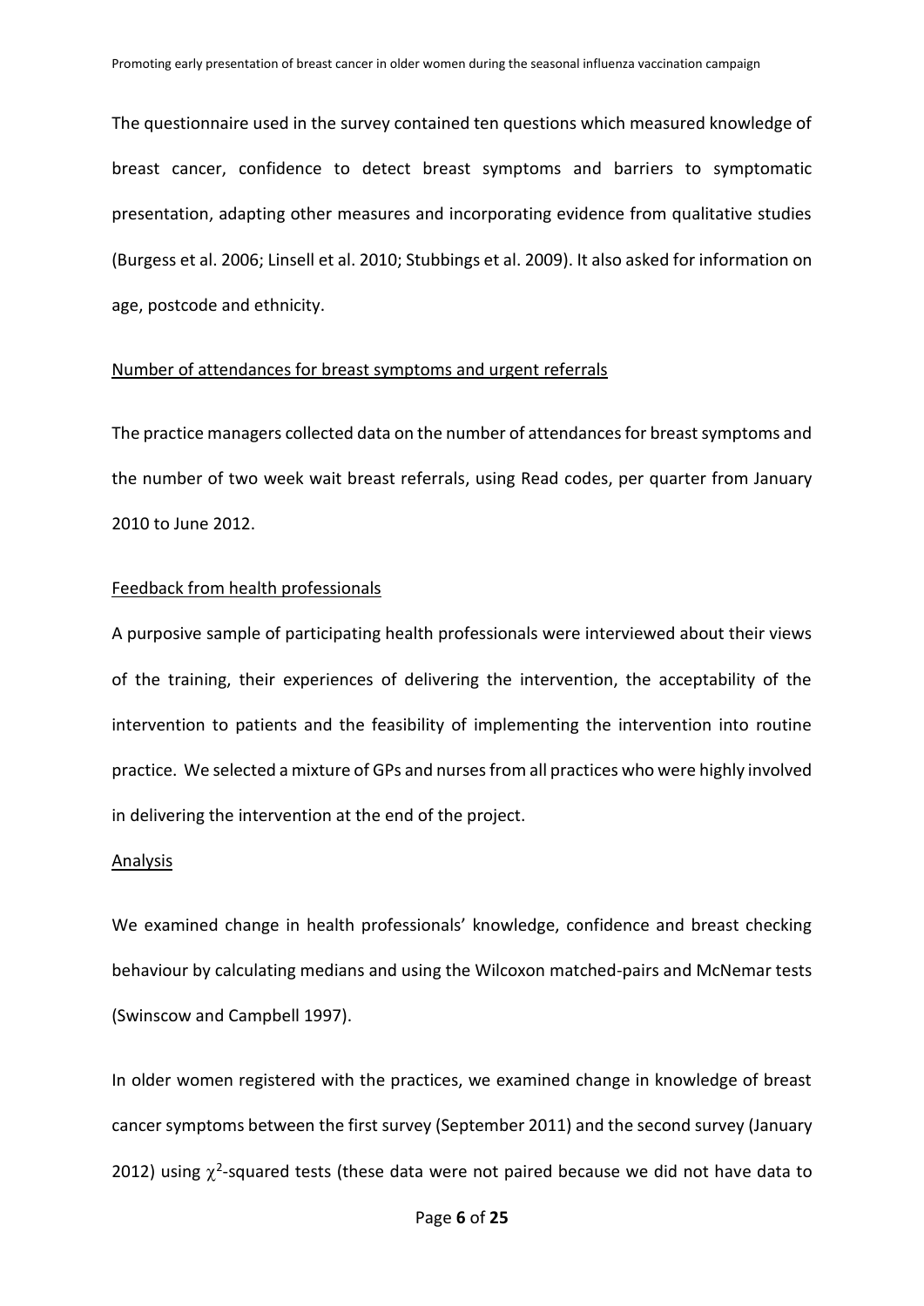The questionnaire used in the survey contained ten questions which measured knowledge of breast cancer, confidence to detect breast symptoms and barriers to symptomatic presentation, adapting other measures and incorporating evidence from qualitative studies (Burgess et al. 2006; Linsell et al. 2010; Stubbings et al. 2009). It also asked for information on age, postcode and ethnicity.

Number of attendances for breast symptoms and urgent referrals

The practice managers collected data on the number of attendances for breast symptoms and the number of two week wait breast referrals, using Read codes, per quarter from January 2010 to June 2012.

Feedback from health professionals

A purposive sample of participating health professionals were interviewed about their views of the training, their experiences of delivering the intervention, the acceptability of the intervention to patients and the feasibility of implementing the intervention into routine practice. We selected a mixture of GPs and nurses from all practices who were highly involved in delivering the intervention at the end of the project.

Analysis

We examined change in health professionals' knowledge, confidence and breast checking behaviour by calculating medians and using the Wilcoxon matched-pairs and McNemar tests (Swinscow and Campbell 1997).

In older women registered with the practices, we examined change in knowledge of breast cancer symptoms between the first survey (September 2011) and the second survey (January 2012) using $\chi^2$-squared tests (these data were not paired because we did not have data to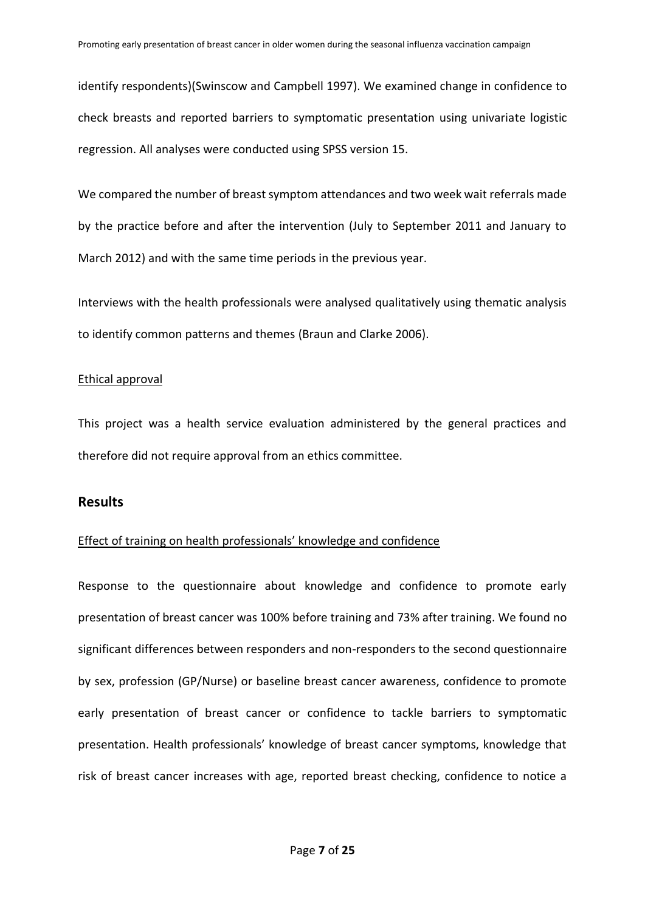identify respondents)(Swinscow and Campbell 1997). We examined change in confidence to check breasts and reported barriers to symptomatic presentation using univariate logistic regression. All analyses were conducted using SPSS version 15.

We compared the number of breast symptom attendances and two week wait referrals made by the practice before and after the intervention (July to September 2011 and January to March 2012) and with the same time periods in the previous year.

Interviews with the health professionals were analysed qualitatively using thematic analysis to identify common patterns and themes (Braun and Clarke 2006).

Ethical approval

This project was a health service evaluation administered by the general practices and therefore did not require approval from an ethics committee.

## Results

Effect of training on health professionals' knowledge and confidence

Response to the questionnaire about knowledge and confidence to promote early presentation of breast cancer was 100% before training and 73% after training. We found no significant differences between responders and non-responders to the second questionnaire by sex, profession (GP/Nurse) or baseline breast cancer awareness, confidence to promote early presentation of breast cancer or confidence to tackle barriers to symptomatic presentation. Health professionals' knowledge of breast cancer symptoms, knowledge that risk of breast cancer increases with age, reported breast checking, confidence to notice a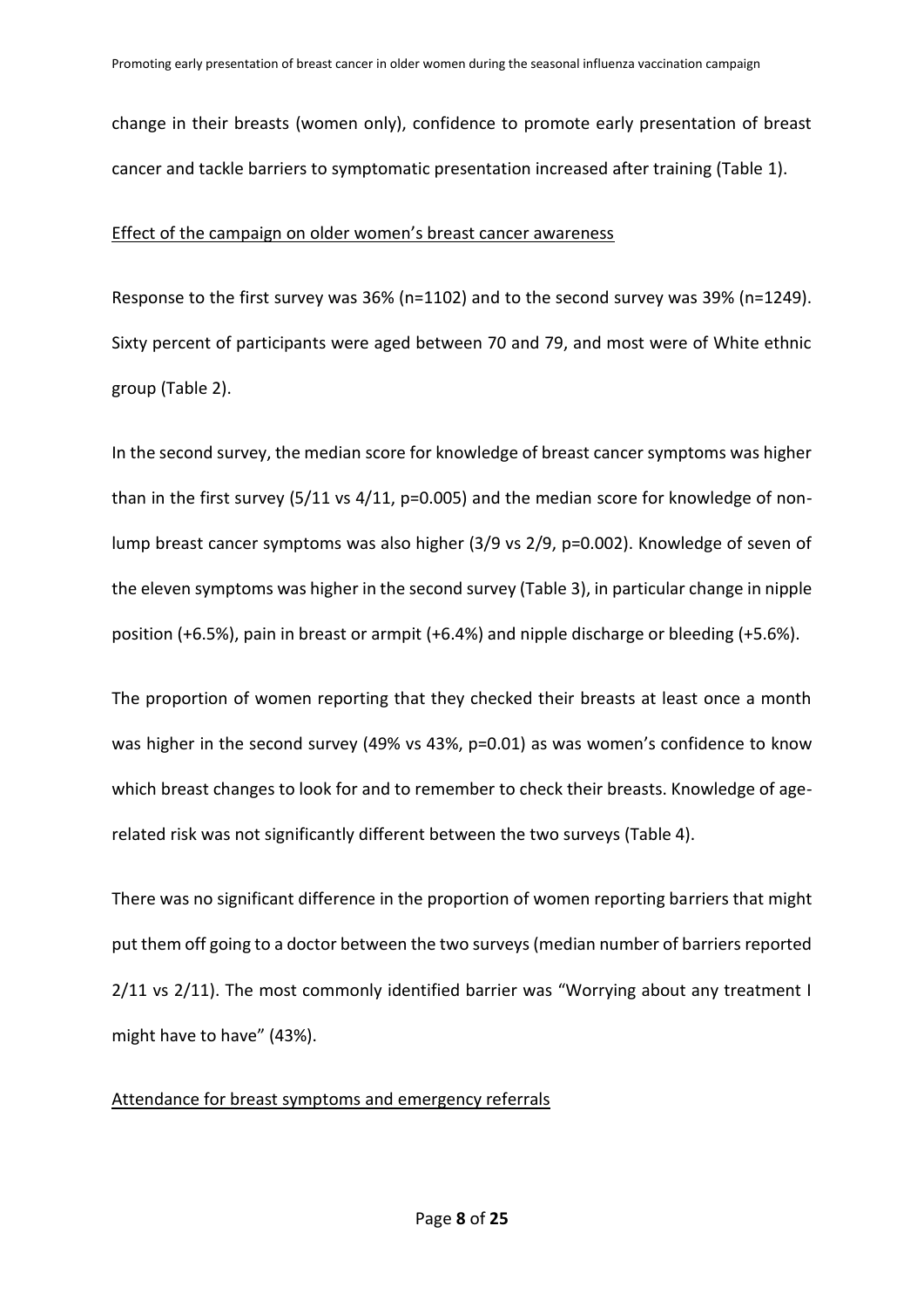change in their breasts (women only), confidence to promote early presentation of breast cancer and tackle barriers to symptomatic presentation increased after training (Table 1).

<u>Effect of the campaign on older women's breast cancer awareness</u>

Response to the first survey was 36% (n=1102) and to the second survey was 39% (n=1249). Sixty percent of participants were aged between 70 and 79, and most were of White ethnic group (Table 2).

In the second survey, the median score for knowledge of breast cancer symptoms was higher than in the first survey (5/11 vs 4/11, p=0.005) and the median score for knowledge of non-lump breast cancer symptoms was also higher (3/9 vs 2/9, p=0.002). Knowledge of seven of the eleven symptoms was higher in the second survey (Table 3), in particular change in nipple position (+6.5%), pain in breast or armpit (+6.4%) and nipple discharge or bleeding (+5.6%).

The proportion of women reporting that they checked their breasts at least once a month was higher in the second survey (49% vs 43%, p=0.01) as was women's confidence to know which breast changes to look for and to remember to check their breasts. Knowledge of age-related risk was not significantly different between the two surveys (Table 4).

There was no significant difference in the proportion of women reporting barriers that might put them off going to a doctor between the two surveys (median number of barriers reported 2/11 vs 2/11). The most commonly identified barrier was "Worrying about any treatment I might have to have" (43%).

<u>Attendance for breast symptoms and emergency referrals</u>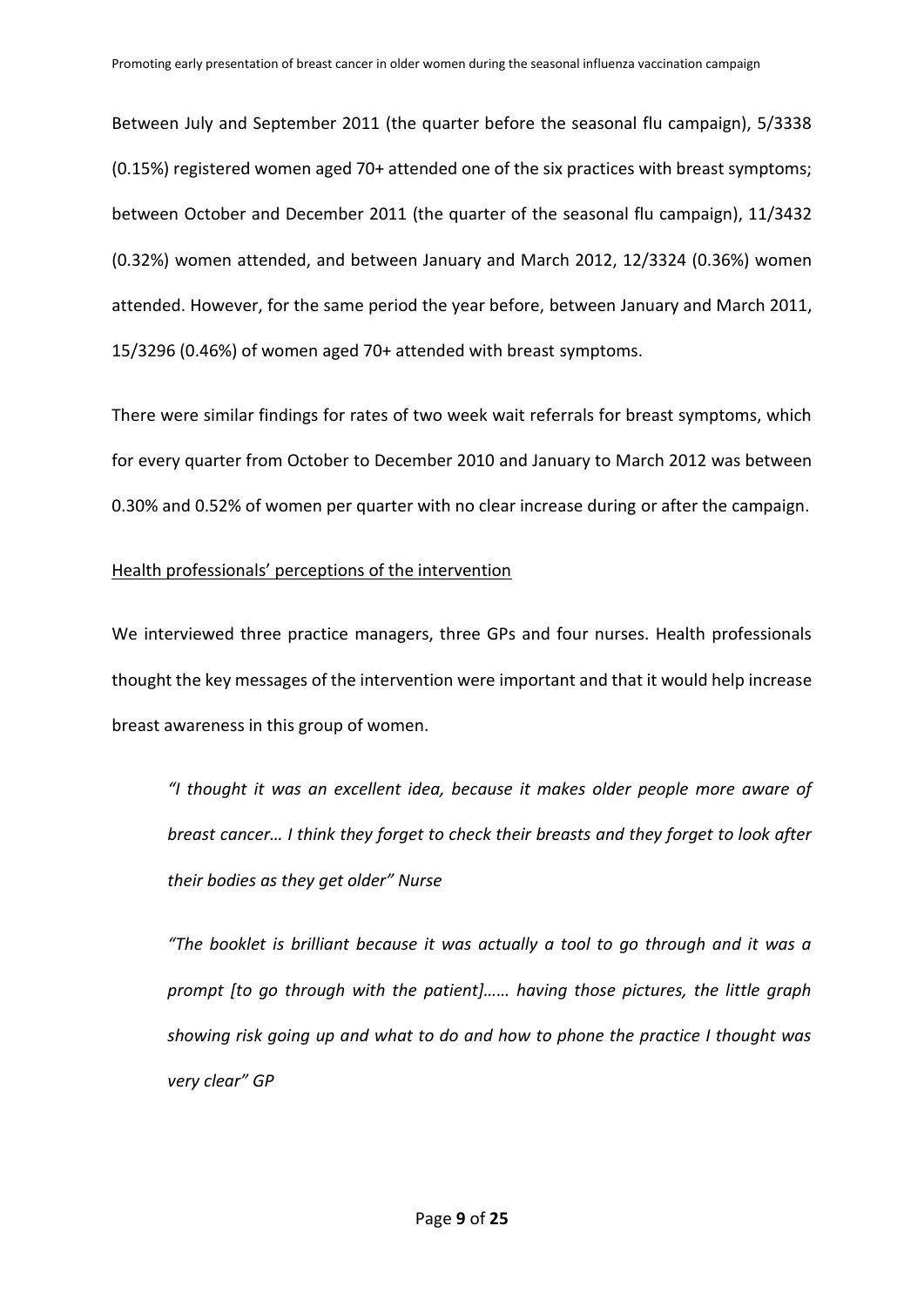Between July and September 2011 (the quarter before the seasonal flu campaign), 5/3338 (0.15%) registered women aged 70+ attended one of the six practices with breast symptoms; between October and December 2011 (the quarter of the seasonal flu campaign), 11/3432 (0.32%) women attended, and between January and March 2012, 12/3324 (0.36%) women attended. However, for the same period the year before, between January and March 2011, 15/3296 (0.46%) of women aged 70+ attended with breast symptoms.

There were similar findings for rates of two week wait referrals for breast symptoms, which for every quarter from October to December 2010 and January to March 2012 was between 0.30% and 0.52% of women per quarter with no clear increase during or after the campaign.

<u>Health professionals' perceptions of the intervention</u>

We interviewed three practice managers, three GPs and four nurses. Health professionals thought the key messages of the intervention were important and that it would help increase breast awareness in this group of women.

> *"I thought it was an excellent idea, because it makes older people more aware of breast cancer… I think they forget to check their breasts and they forget to look after their bodies as they get older" Nurse*

> *"The booklet is brilliant because it was actually a tool to go through and it was a prompt [to go through with the patient]…… having those pictures, the little graph showing risk going up and what to do and how to phone the practice I thought was very clear" GP*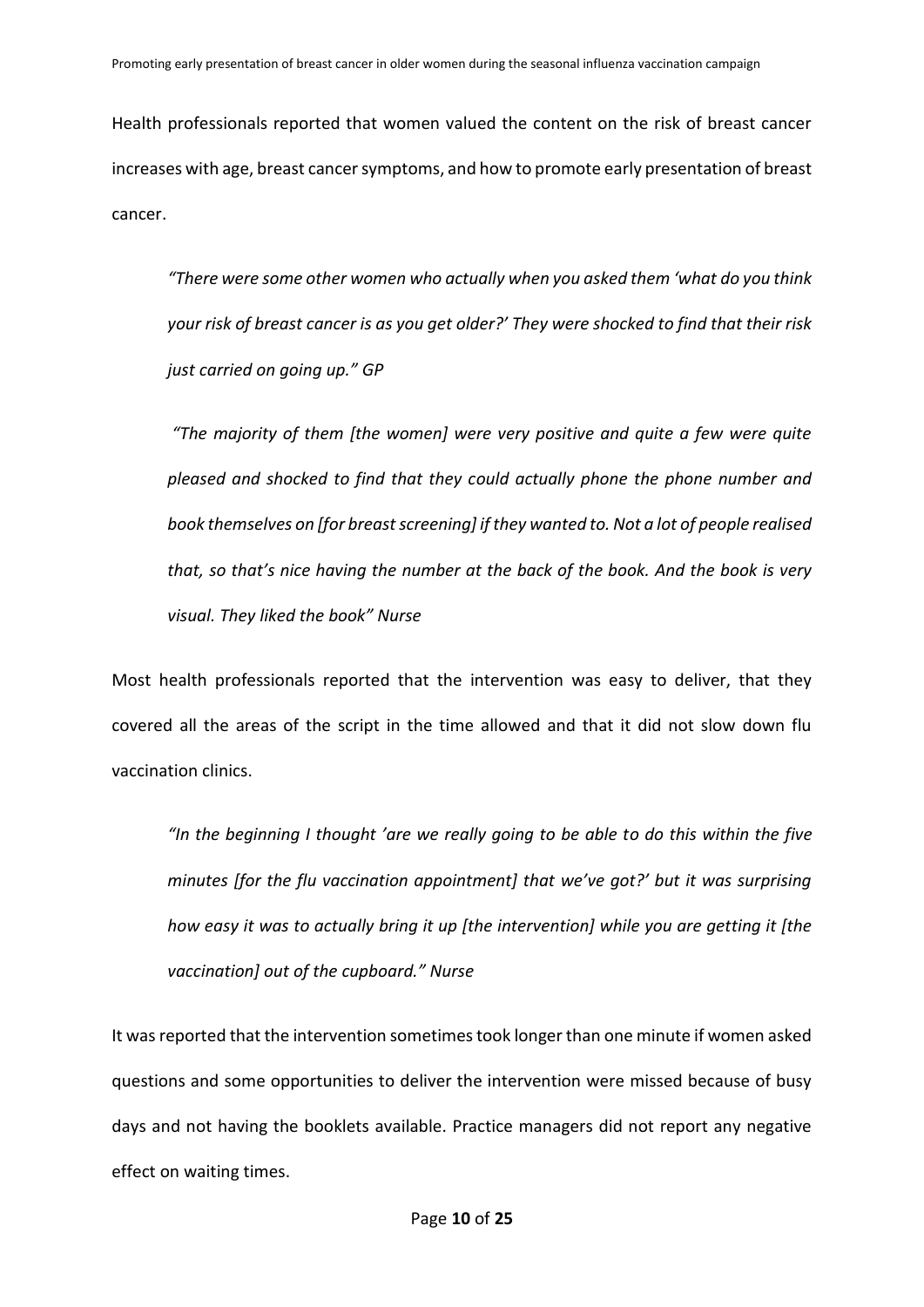Health professionals reported that women valued the content on the risk of breast cancer increases with age, breast cancer symptoms, and how to promote early presentation of breast cancer.

> *"There were some other women who actually when you asked them 'what do you think your risk of breast cancer is as you get older?' They were shocked to find that their risk just carried on going up." GP*

> *"The majority of them [the women] were very positive and quite a few were quite pleased and shocked to find that they could actually phone the phone number and book themselves on [for breast screening] if they wanted to. Not a lot of people realised that, so that's nice having the number at the back of the book. And the book is very visual. They liked the book" Nurse*

Most health professionals reported that the intervention was easy to deliver, that they covered all the areas of the script in the time allowed and that it did not slow down flu vaccination clinics.

> *"In the beginning I thought 'are we really going to be able to do this within the five minutes [for the flu vaccination appointment] that we've got?' but it was surprising how easy it was to actually bring it up [the intervention] while you are getting it [the vaccination] out of the cupboard." Nurse*

It was reported that the intervention sometimes took longer than one minute if women asked questions and some opportunities to deliver the intervention were missed because of busy days and not having the booklets available. Practice managers did not report any negative effect on waiting times.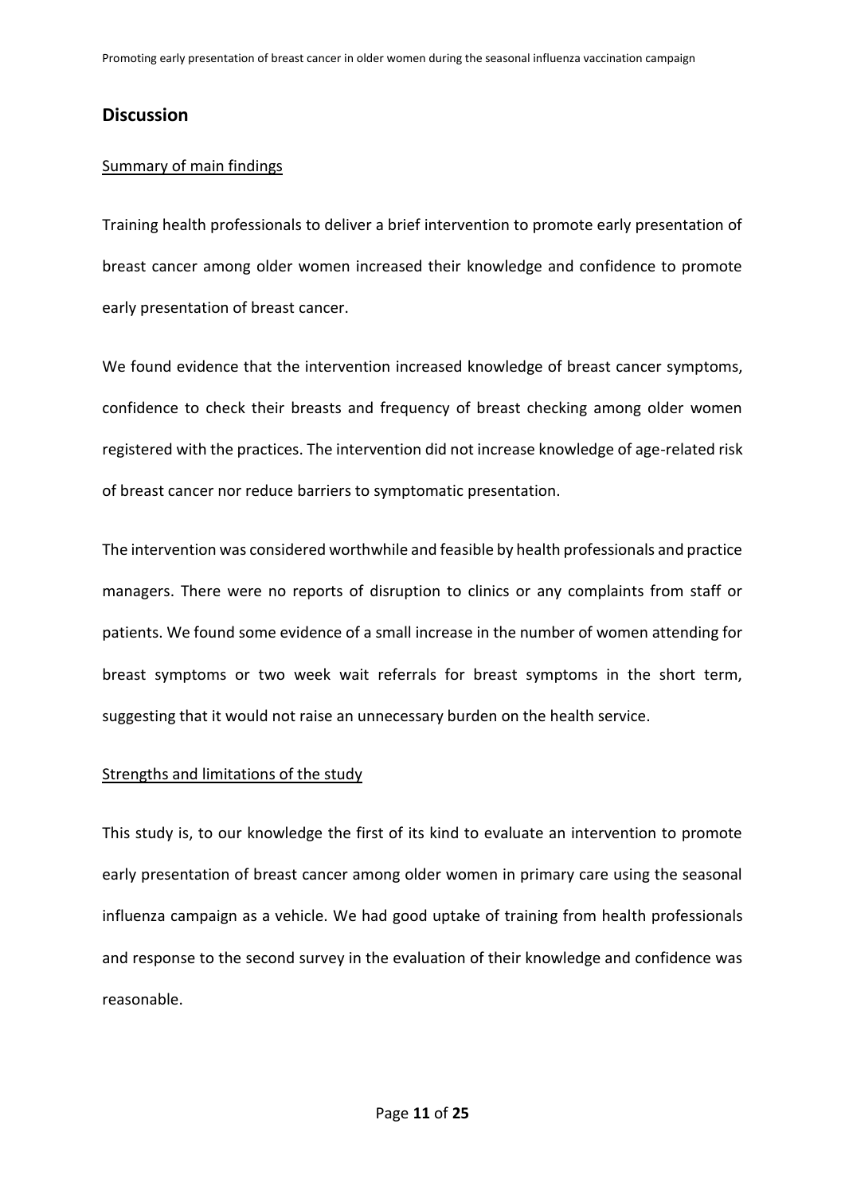## Discussion

### Summary of main findings

Training health professionals to deliver a brief intervention to promote early presentation of breast cancer among older women increased their knowledge and confidence to promote early presentation of breast cancer.

We found evidence that the intervention increased knowledge of breast cancer symptoms, confidence to check their breasts and frequency of breast checking among older women registered with the practices. The intervention did not increase knowledge of age-related risk of breast cancer nor reduce barriers to symptomatic presentation.

The intervention was considered worthwhile and feasible by health professionals and practice managers. There were no reports of disruption to clinics or any complaints from staff or patients. We found some evidence of a small increase in the number of women attending for breast symptoms or two week wait referrals for breast symptoms in the short term, suggesting that it would not raise an unnecessary burden on the health service.

### Strengths and limitations of the study

This study is, to our knowledge the first of its kind to evaluate an intervention to promote early presentation of breast cancer among older women in primary care using the seasonal influenza campaign as a vehicle. We had good uptake of training from health professionals and response to the second survey in the evaluation of their knowledge and confidence was reasonable.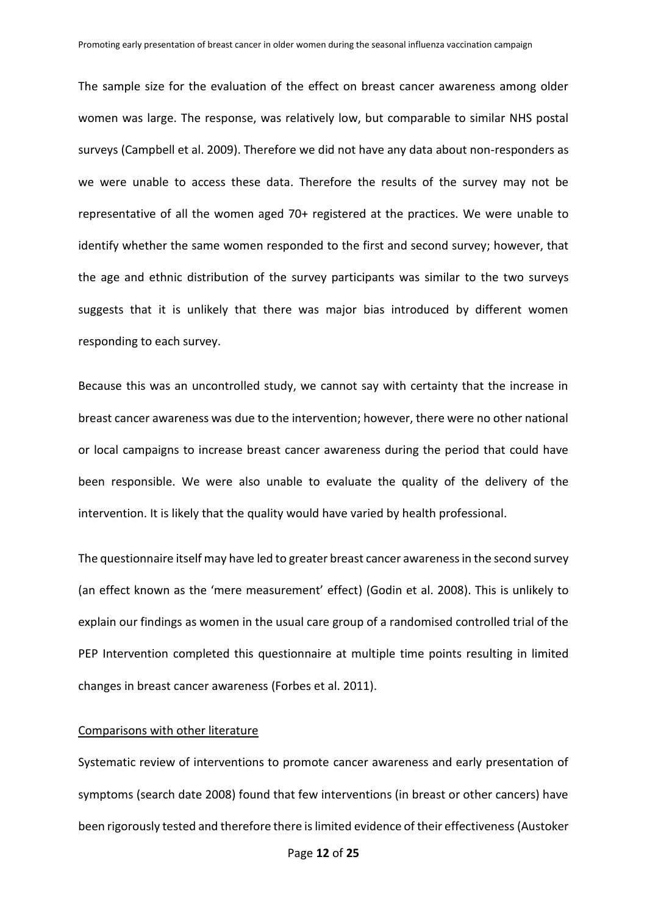The sample size for the evaluation of the effect on breast cancer awareness among older women was large. The response, was relatively low, but comparable to similar NHS postal surveys (Campbell et al. 2009). Therefore we did not have any data about non-responders as we were unable to access these data. Therefore the results of the survey may not be representative of all the women aged 70+ registered at the practices. We were unable to identify whether the same women responded to the first and second survey; however, that the age and ethnic distribution of the survey participants was similar to the two surveys suggests that it is unlikely that there was major bias introduced by different women responding to each survey.

Because this was an uncontrolled study, we cannot say with certainty that the increase in breast cancer awareness was due to the intervention; however, there were no other national or local campaigns to increase breast cancer awareness during the period that could have been responsible. We were also unable to evaluate the quality of the delivery of the intervention. It is likely that the quality would have varied by health professional.

The questionnaire itself may have led to greater breast cancer awareness in the second survey (an effect known as the 'mere measurement' effect) (Godin et al. 2008). This is unlikely to explain our findings as women in the usual care group of a randomised controlled trial of the PEP Intervention completed this questionnaire at multiple time points resulting in limited changes in breast cancer awareness (Forbes et al. 2011).

<u>Comparisons with other literature</u>

Systematic review of interventions to promote cancer awareness and early presentation of symptoms (search date 2008) found that few interventions (in breast or other cancers) have been rigorously tested and therefore there is limited evidence of their effectiveness (Austoker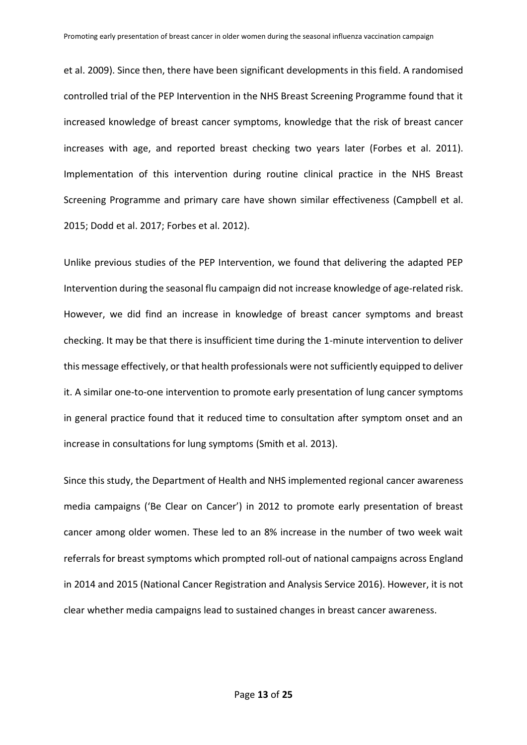et al. 2009). Since then, there have been significant developments in this field. A randomised controlled trial of the PEP Intervention in the NHS Breast Screening Programme found that it increased knowledge of breast cancer symptoms, knowledge that the risk of breast cancer increases with age, and reported breast checking two years later (Forbes et al. 2011). Implementation of this intervention during routine clinical practice in the NHS Breast Screening Programme and primary care have shown similar effectiveness (Campbell et al. 2015; Dodd et al. 2017; Forbes et al. 2012).

Unlike previous studies of the PEP Intervention, we found that delivering the adapted PEP Intervention during the seasonal flu campaign did not increase knowledge of age-related risk. However, we did find an increase in knowledge of breast cancer symptoms and breast checking. It may be that there is insufficient time during the 1-minute intervention to deliver this message effectively, or that health professionals were not sufficiently equipped to deliver it. A similar one-to-one intervention to promote early presentation of lung cancer symptoms in general practice found that it reduced time to consultation after symptom onset and an increase in consultations for lung symptoms (Smith et al. 2013).

Since this study, the Department of Health and NHS implemented regional cancer awareness media campaigns ('Be Clear on Cancer') in 2012 to promote early presentation of breast cancer among older women. These led to an 8% increase in the number of two week wait referrals for breast symptoms which prompted roll-out of national campaigns across England in 2014 and 2015 (National Cancer Registration and Analysis Service 2016). However, it is not clear whether media campaigns lead to sustained changes in breast cancer awareness.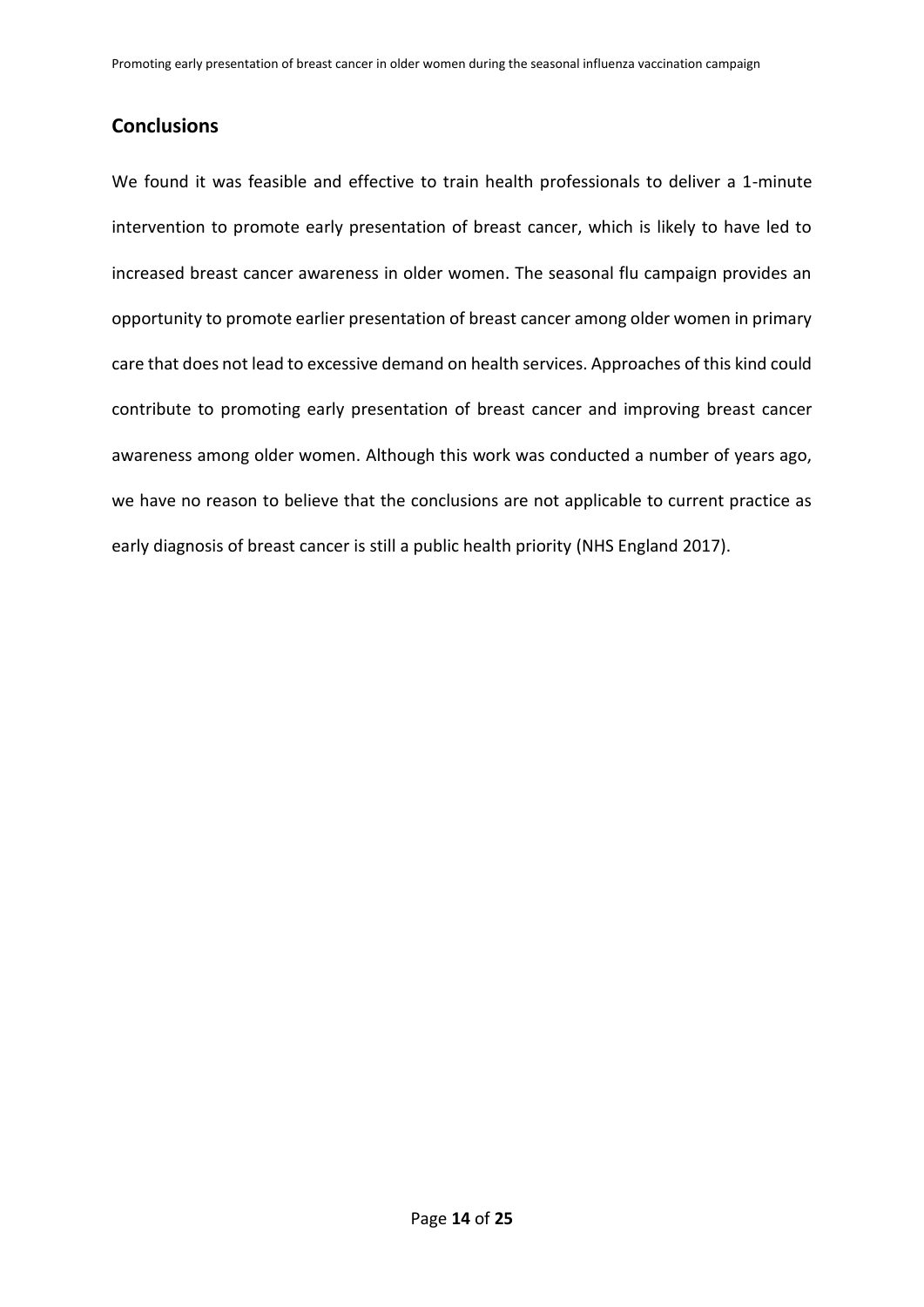## Conclusions

We found it was feasible and effective to train health professionals to deliver a 1-minute intervention to promote early presentation of breast cancer, which is likely to have led to increased breast cancer awareness in older women. The seasonal flu campaign provides an opportunity to promote earlier presentation of breast cancer among older women in primary care that does not lead to excessive demand on health services. Approaches of this kind could contribute to promoting early presentation of breast cancer and improving breast cancer awareness among older women. Although this work was conducted a number of years ago, we have no reason to believe that the conclusions are not applicable to current practice as early diagnosis of breast cancer is still a public health priority (NHS England 2017).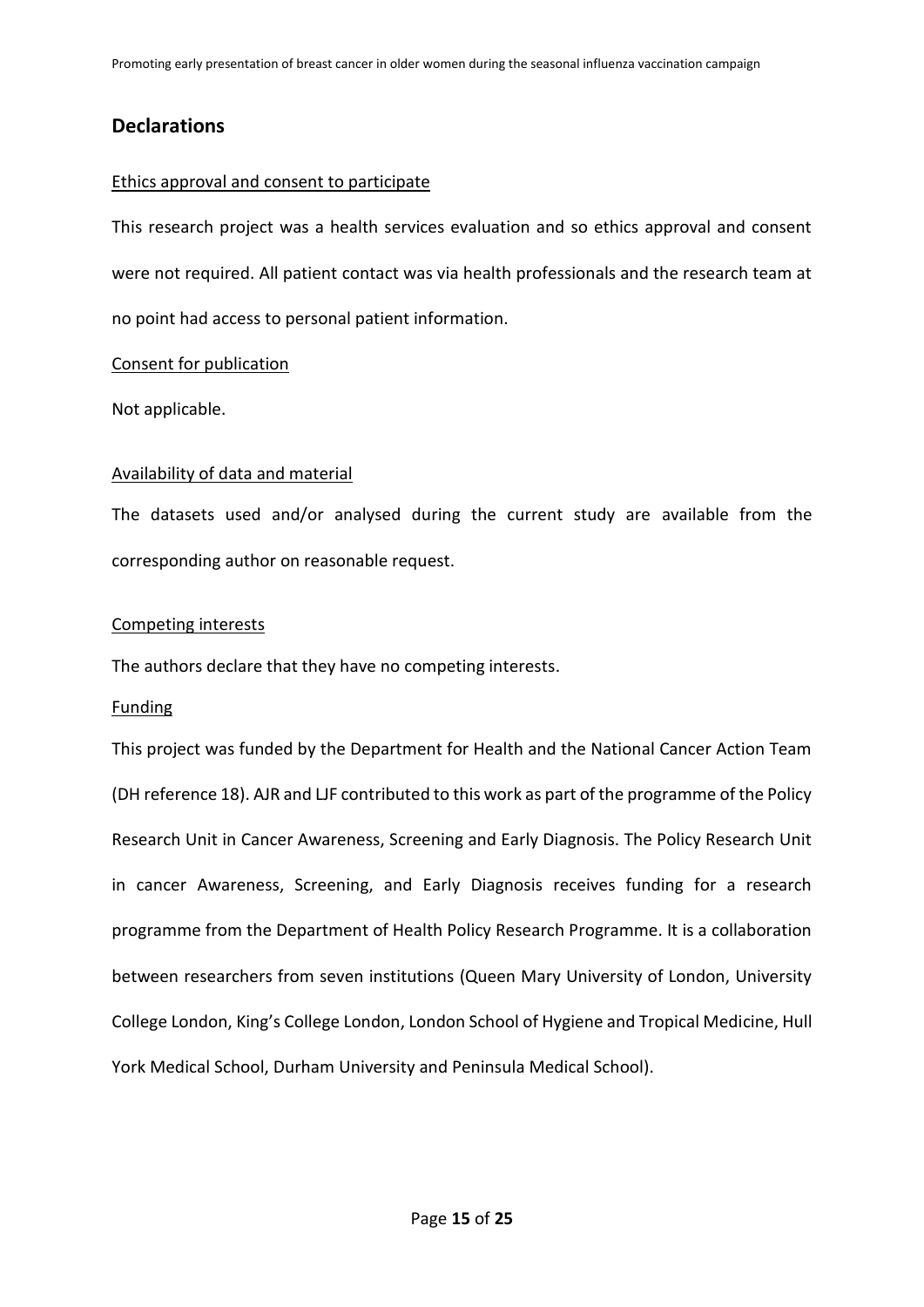## Declarations

Ethics approval and consent to participate

This research project was a health services evaluation and so ethics approval and consent were not required. All patient contact was via health professionals and the research team at no point had access to personal patient information.

Consent for publication

Not applicable.

Availability of data and material

The datasets used and/or analysed during the current study are available from the corresponding author on reasonable request.

Competing interests

The authors declare that they have no competing interests.

Funding

This project was funded by the Department for Health and the National Cancer Action Team (DH reference 18). AJR and LJF contributed to this work as part of the programme of the Policy Research Unit in Cancer Awareness, Screening and Early Diagnosis. The Policy Research Unit in cancer Awareness, Screening, and Early Diagnosis receives funding for a research programme from the Department of Health Policy Research Programme. It is a collaboration between researchers from seven institutions (Queen Mary University of London, University College London, King's College London, London School of Hygiene and Tropical Medicine, Hull York Medical School, Durham University and Peninsula Medical School).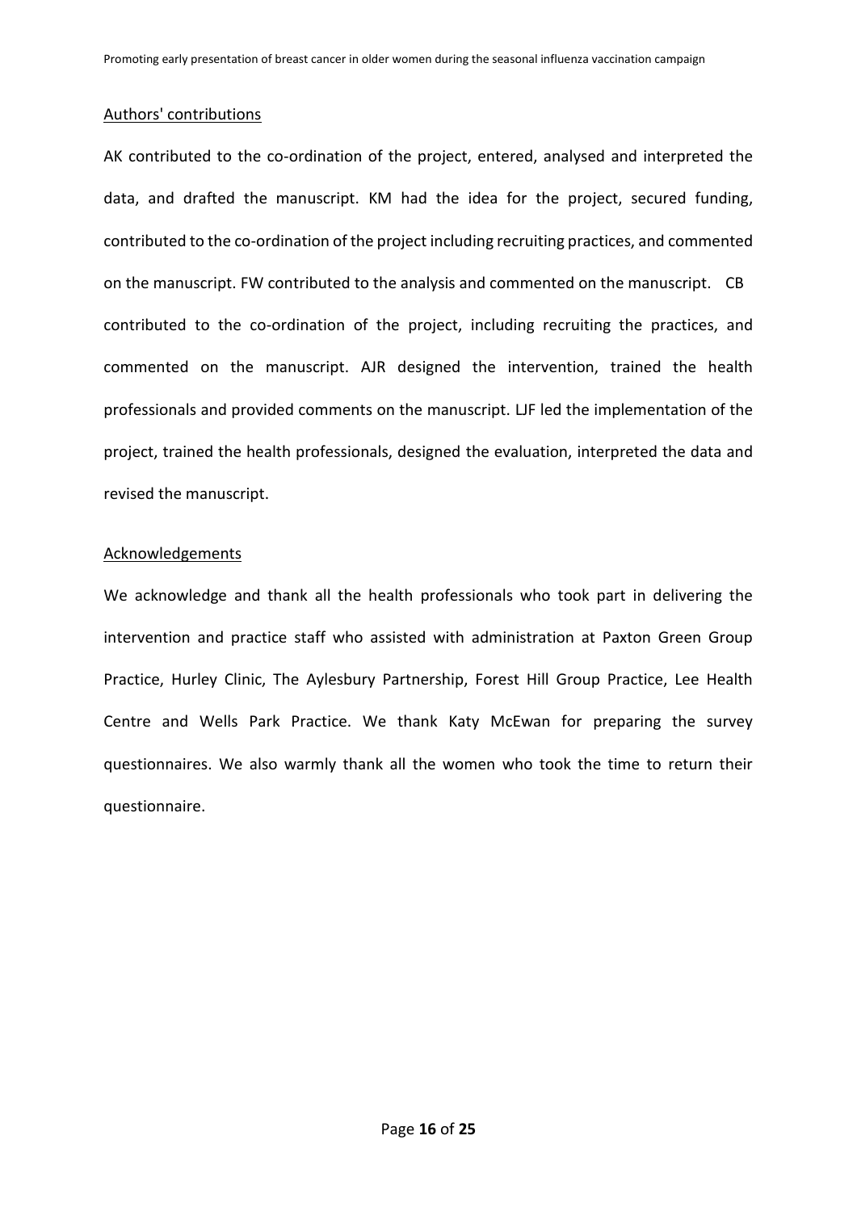## Authors' contributions

AK contributed to the co-ordination of the project, entered, analysed and interpreted the data, and drafted the manuscript. KM had the idea for the project, secured funding, contributed to the co-ordination of the project including recruiting practices, and commented on the manuscript. FW contributed to the analysis and commented on the manuscript. CB contributed to the co-ordination of the project, including recruiting the practices, and commented on the manuscript. AJR designed the intervention, trained the health professionals and provided comments on the manuscript. LJF led the implementation of the project, trained the health professionals, designed the evaluation, interpreted the data and revised the manuscript.

## Acknowledgements

We acknowledge and thank all the health professionals who took part in delivering the intervention and practice staff who assisted with administration at Paxton Green Group Practice, Hurley Clinic, The Aylesbury Partnership, Forest Hill Group Practice, Lee Health Centre and Wells Park Practice. We thank Katy McEwan for preparing the survey questionnaires. We also warmly thank all the women who took the time to return their questionnaire.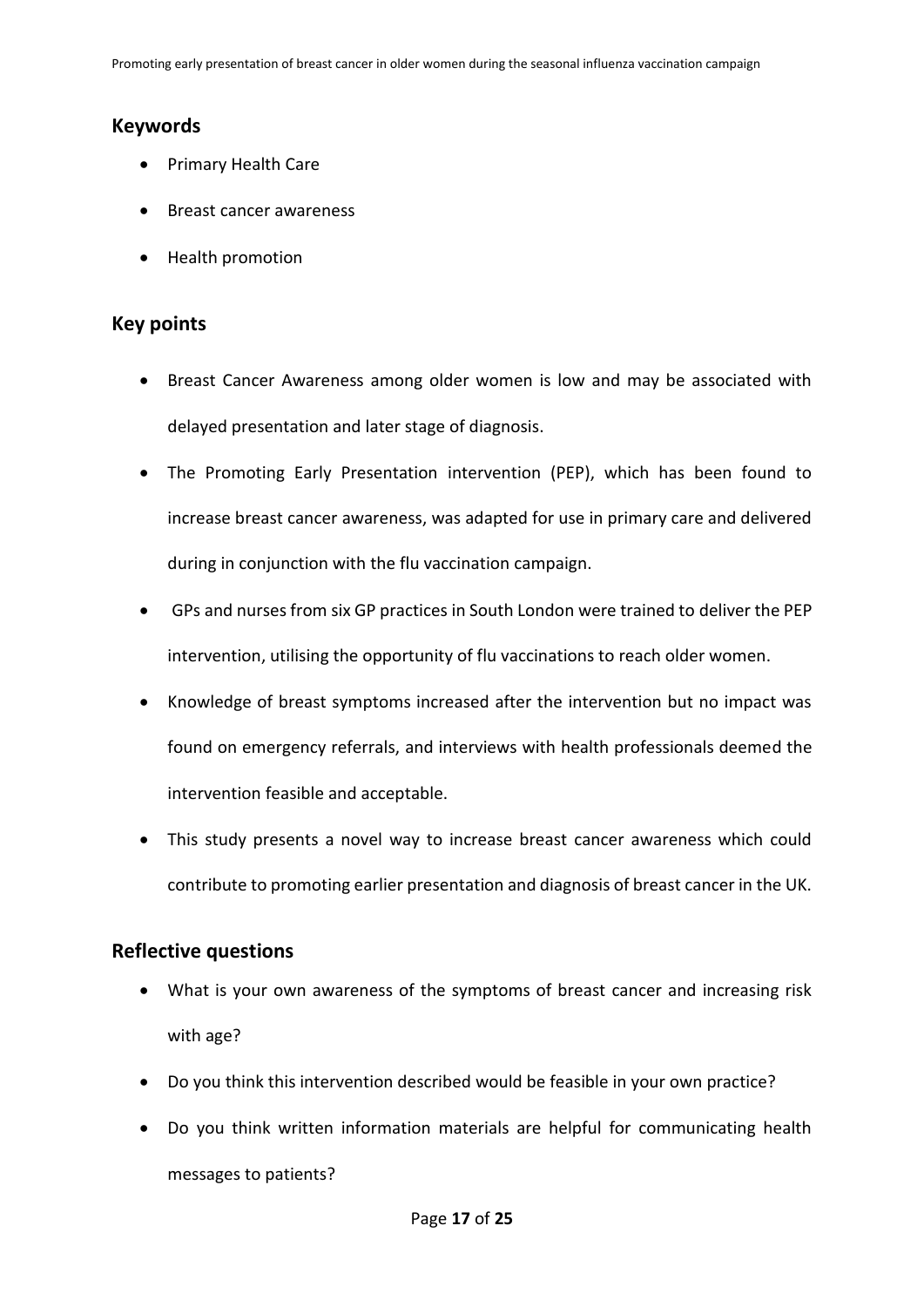## Keywords

- Primary Health Care
- Breast cancer awareness
- Health promotion

## Key points

- Breast Cancer Awareness among older women is low and may be associated with delayed presentation and later stage of diagnosis.
- The Promoting Early Presentation intervention (PEP), which has been found to increase breast cancer awareness, was adapted for use in primary care and delivered during in conjunction with the flu vaccination campaign.
- GPs and nurses from six GP practices in South London were trained to deliver the PEP intervention, utilising the opportunity of flu vaccinations to reach older women.
- Knowledge of breast symptoms increased after the intervention but no impact was found on emergency referrals, and interviews with health professionals deemed the intervention feasible and acceptable.
- This study presents a novel way to increase breast cancer awareness which could contribute to promoting earlier presentation and diagnosis of breast cancer in the UK.

## Reflective questions

- What is your own awareness of the symptoms of breast cancer and increasing risk with age?
- Do you think this intervention described would be feasible in your own practice?
- Do you think written information materials are helpful for communicating health messages to patients?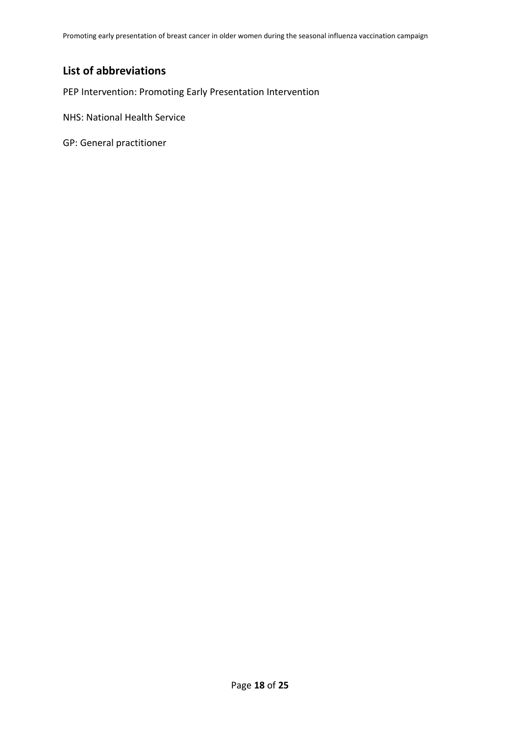## List of abbreviations

PEP Intervention: Promoting Early Presentation Intervention

NHS: National Health Service

GP: General practitioner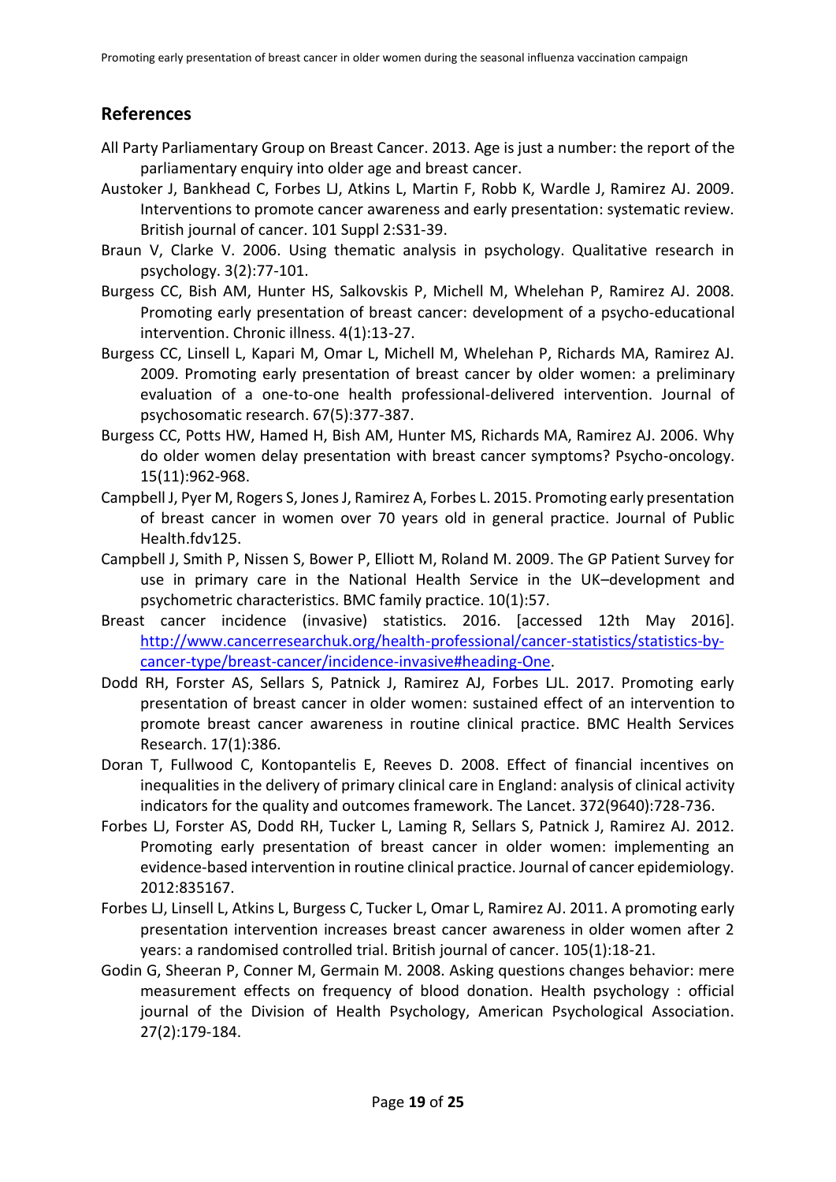## References

All Party Parliamentary Group on Breast Cancer. 2013. Age is just a number: the report of the parliamentary enquiry into older age and breast cancer.

Austoker J, Bankhead C, Forbes LJ, Atkins L, Martin F, Robb K, Wardle J, Ramirez AJ. 2009. Interventions to promote cancer awareness and early presentation: systematic review. British journal of cancer. 101 Suppl 2:S31-39.

Braun V, Clarke V. 2006. Using thematic analysis in psychology. Qualitative research in psychology. 3(2):77-101.

Burgess CC, Bish AM, Hunter HS, Salkovskis P, Michell M, Whelehan P, Ramirez AJ. 2008. Promoting early presentation of breast cancer: development of a psycho-educational intervention. Chronic illness. 4(1):13-27.

Burgess CC, Linsell L, Kapari M, Omar L, Michell M, Whelehan P, Richards MA, Ramirez AJ. 2009. Promoting early presentation of breast cancer by older women: a preliminary evaluation of a one-to-one health professional-delivered intervention. Journal of psychosomatic research. 67(5):377-387.

Burgess CC, Potts HW, Hamed H, Bish AM, Hunter MS, Richards MA, Ramirez AJ. 2006. Why do older women delay presentation with breast cancer symptoms? Psycho-oncology. 15(11):962-968.

Campbell J, Pyer M, Rogers S, Jones J, Ramirez A, Forbes L. 2015. Promoting early presentation of breast cancer in women over 70 years old in general practice. Journal of Public Health.fdv125.

Campbell J, Smith P, Nissen S, Bower P, Elliott M, Roland M. 2009. The GP Patient Survey for use in primary care in the National Health Service in the UK–development and psychometric characteristics. BMC family practice. 10(1):57.

Breast cancer incidence (invasive) statistics. 2016. [accessed 12th May 2016]. http://www.cancerresearchuk.org/health-professional/cancer-statistics/statistics-by-cancer-type/breast-cancer/incidence-invasive#heading-One.

Dodd RH, Forster AS, Sellars S, Patnick J, Ramirez AJ, Forbes LJL. 2017. Promoting early presentation of breast cancer in older women: sustained effect of an intervention to promote breast cancer awareness in routine clinical practice. BMC Health Services Research. 17(1):386.

Doran T, Fullwood C, Kontopantelis E, Reeves D. 2008. Effect of financial incentives on inequalities in the delivery of primary clinical care in England: analysis of clinical activity indicators for the quality and outcomes framework. The Lancet. 372(9640):728-736.

Forbes LJ, Forster AS, Dodd RH, Tucker L, Laming R, Sellars S, Patnick J, Ramirez AJ. 2012. Promoting early presentation of breast cancer in older women: implementing an evidence-based intervention in routine clinical practice. Journal of cancer epidemiology. 2012:835167.

Forbes LJ, Linsell L, Atkins L, Burgess C, Tucker L, Omar L, Ramirez AJ. 2011. A promoting early presentation intervention increases breast cancer awareness in older women after 2 years: a randomised controlled trial. British journal of cancer. 105(1):18-21.

Godin G, Sheeran P, Conner M, Germain M. 2008. Asking questions changes behavior: mere measurement effects on frequency of blood donation. Health psychology : official journal of the Division of Health Psychology, American Psychological Association. 27(2):179-184.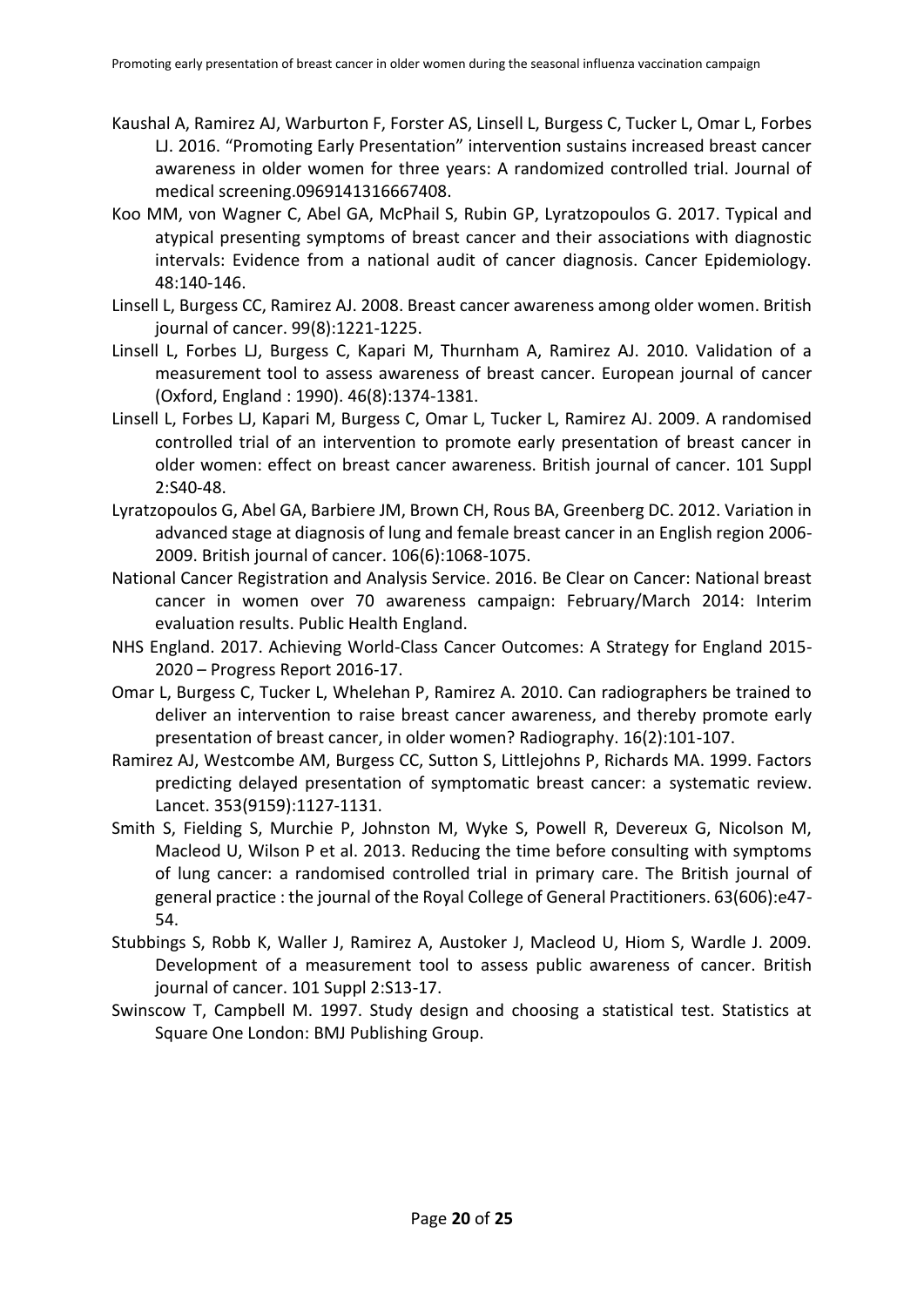Kaushal A, Ramirez AJ, Warburton F, Forster AS, Linsell L, Burgess C, Tucker L, Omar L, Forbes LJ. 2016. "Promoting Early Presentation" intervention sustains increased breast cancer awareness in older women for three years: A randomized controlled trial. Journal of medical screening.0969141316667408.

Koo MM, von Wagner C, Abel GA, McPhail S, Rubin GP, Lyratzopoulos G. 2017. Typical and atypical presenting symptoms of breast cancer and their associations with diagnostic intervals: Evidence from a national audit of cancer diagnosis. Cancer Epidemiology. 48:140-146.

Linsell L, Burgess CC, Ramirez AJ. 2008. Breast cancer awareness among older women. British journal of cancer. 99(8):1221-1225.

Linsell L, Forbes LJ, Burgess C, Kapari M, Thurnham A, Ramirez AJ. 2010. Validation of a measurement tool to assess awareness of breast cancer. European journal of cancer (Oxford, England : 1990). 46(8):1374-1381.

Linsell L, Forbes LJ, Kapari M, Burgess C, Omar L, Tucker L, Ramirez AJ. 2009. A randomised controlled trial of an intervention to promote early presentation of breast cancer in older women: effect on breast cancer awareness. British journal of cancer. 101 Suppl 2:S40-48.

Lyratzopoulos G, Abel GA, Barbiere JM, Brown CH, Rous BA, Greenberg DC. 2012. Variation in advanced stage at diagnosis of lung and female breast cancer in an English region 2006-2009. British journal of cancer. 106(6):1068-1075.

National Cancer Registration and Analysis Service. 2016. Be Clear on Cancer: National breast cancer in women over 70 awareness campaign: February/March 2014: Interim evaluation results. Public Health England.

NHS England. 2017. Achieving World-Class Cancer Outcomes: A Strategy for England 2015-2020 – Progress Report 2016-17.

Omar L, Burgess C, Tucker L, Whelehan P, Ramirez A. 2010. Can radiographers be trained to deliver an intervention to raise breast cancer awareness, and thereby promote early presentation of breast cancer, in older women? Radiography. 16(2):101-107.

Ramirez AJ, Westcombe AM, Burgess CC, Sutton S, Littlejohns P, Richards MA. 1999. Factors predicting delayed presentation of symptomatic breast cancer: a systematic review. Lancet. 353(9159):1127-1131.

Smith S, Fielding S, Murchie P, Johnston M, Wyke S, Powell R, Devereux G, Nicolson M, Macleod U, Wilson P et al. 2013. Reducing the time before consulting with symptoms of lung cancer: a randomised controlled trial in primary care. The British journal of general practice : the journal of the Royal College of General Practitioners. 63(606):e47-54.

Stubbings S, Robb K, Waller J, Ramirez A, Austoker J, Macleod U, Hiom S, Wardle J. 2009. Development of a measurement tool to assess public awareness of cancer. British journal of cancer. 101 Suppl 2:S13-17.

Swinscow T, Campbell M. 1997. Study design and choosing a statistical test. Statistics at Square One London: BMJ Publishing Group.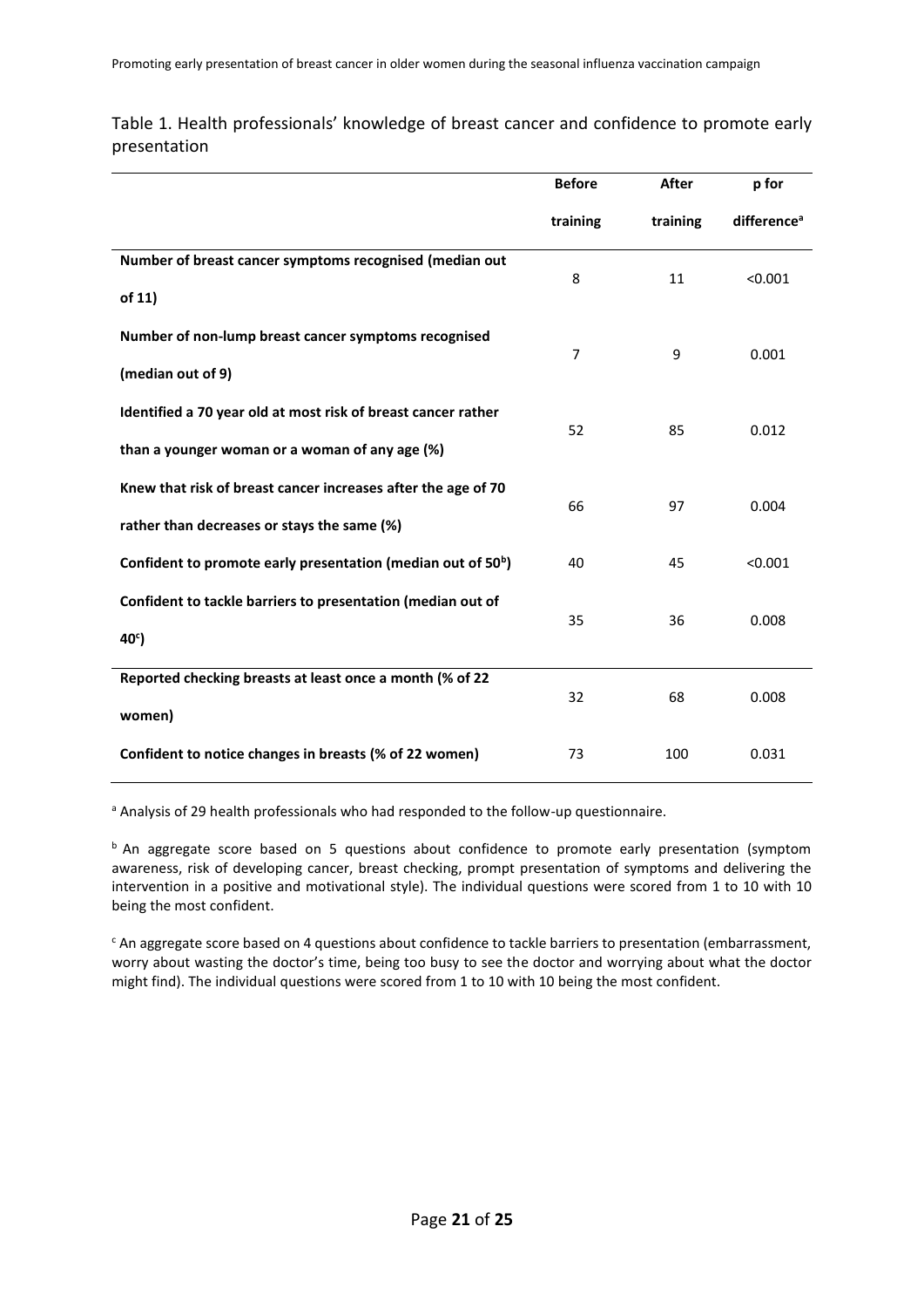Table 1. Health professionals' knowledge of breast cancer and confidence to promote early presentation

| | Before training | After training | p for difference[a] |
|---|---|---|---|
| **Number of breast cancer symptoms recognised (median out of 11)** | 8 | 11 | <0.001 |
| **Number of non-lump breast cancer symptoms recognised (median out of 9)** | 7 | 9 | 0.001 |
| **Identified a 70 year old at most risk of breast cancer rather than a younger woman or a woman of any age (%)** | 52 | 85 | 0.012 |
| **Knew that risk of breast cancer increases after the age of 70 rather than decreases or stays the same (%)** | 66 | 97 | 0.004 |
| **Confident to promote early presentation (median out of 50[b])** | 40 | 45 | <0.001 |
| **Confident to tackle barriers to presentation (median out of 40[c])** | 35 | 36 | 0.008 |
| **Reported checking breasts at least once a month (% of 22 women)** | 32 | 68 | 0.008 |
| **Confident to notice changes in breasts (% of 22 women)** | 73 | 100 | 0.031 |

[a] Analysis of 29 health professionals who had responded to the follow-up questionnaire.

[b] An aggregate score based on 5 questions about confidence to promote early presentation (symptom awareness, risk of developing cancer, breast checking, prompt presentation of symptoms and delivering the intervention in a positive and motivational style). The individual questions were scored from 1 to 10 with 10 being the most confident.

[c] An aggregate score based on 4 questions about confidence to tackle barriers to presentation (embarrassment, worry about wasting the doctor's time, being too busy to see the doctor and worrying about what the doctor might find). The individual questions were scored from 1 to 10 with 10 being the most confident.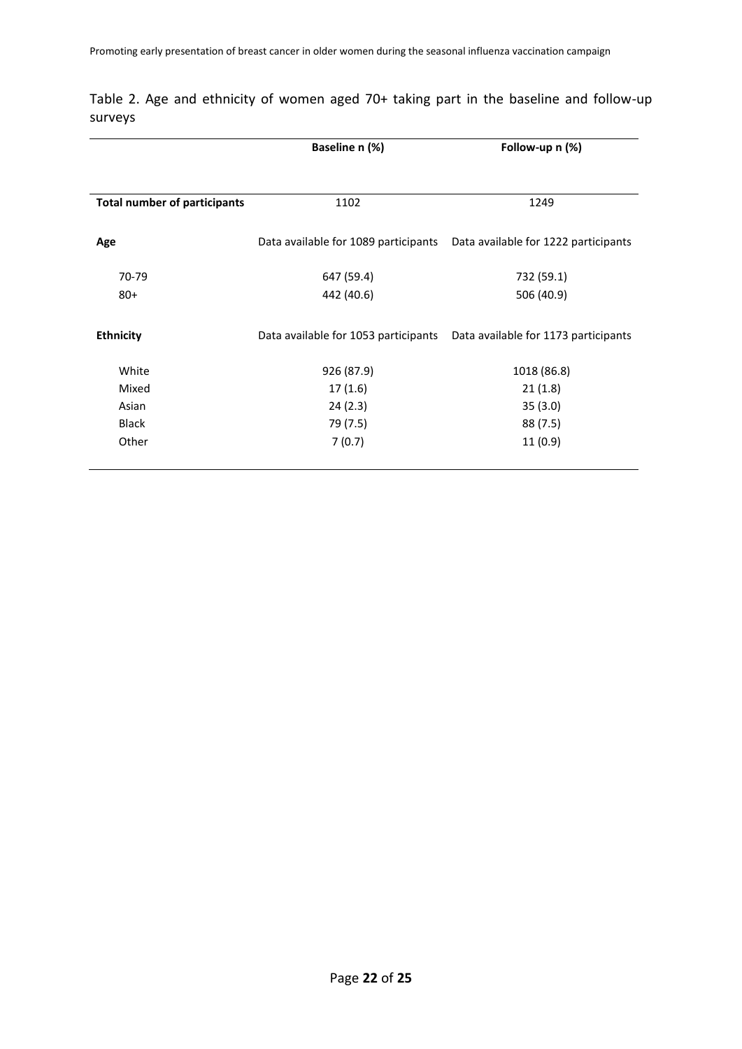Table 2. Age and ethnicity of women aged 70+ taking part in the baseline and follow-up surveys

| | Baseline n (%) | Follow-up n (%) |
|---|---|---|
| **Total number of participants** | 1102 | 1249 |
| **Age** | Data available for 1089 participants | Data available for 1222 participants |
| 70-79 | 647 (59.4) | 732 (59.1) |
| 80+ | 442 (40.6) | 506 (40.9) |
| **Ethnicity** | Data available for 1053 participants | Data available for 1173 participants |
| White | 926 (87.9) | 1018 (86.8) |
| Mixed | 17 (1.6) | 21 (1.8) |
| Asian | 24 (2.3) | 35 (3.0) |
| Black | 79 (7.5) | 88 (7.5) |
| Other | 7 (0.7) | 11 (0.9) |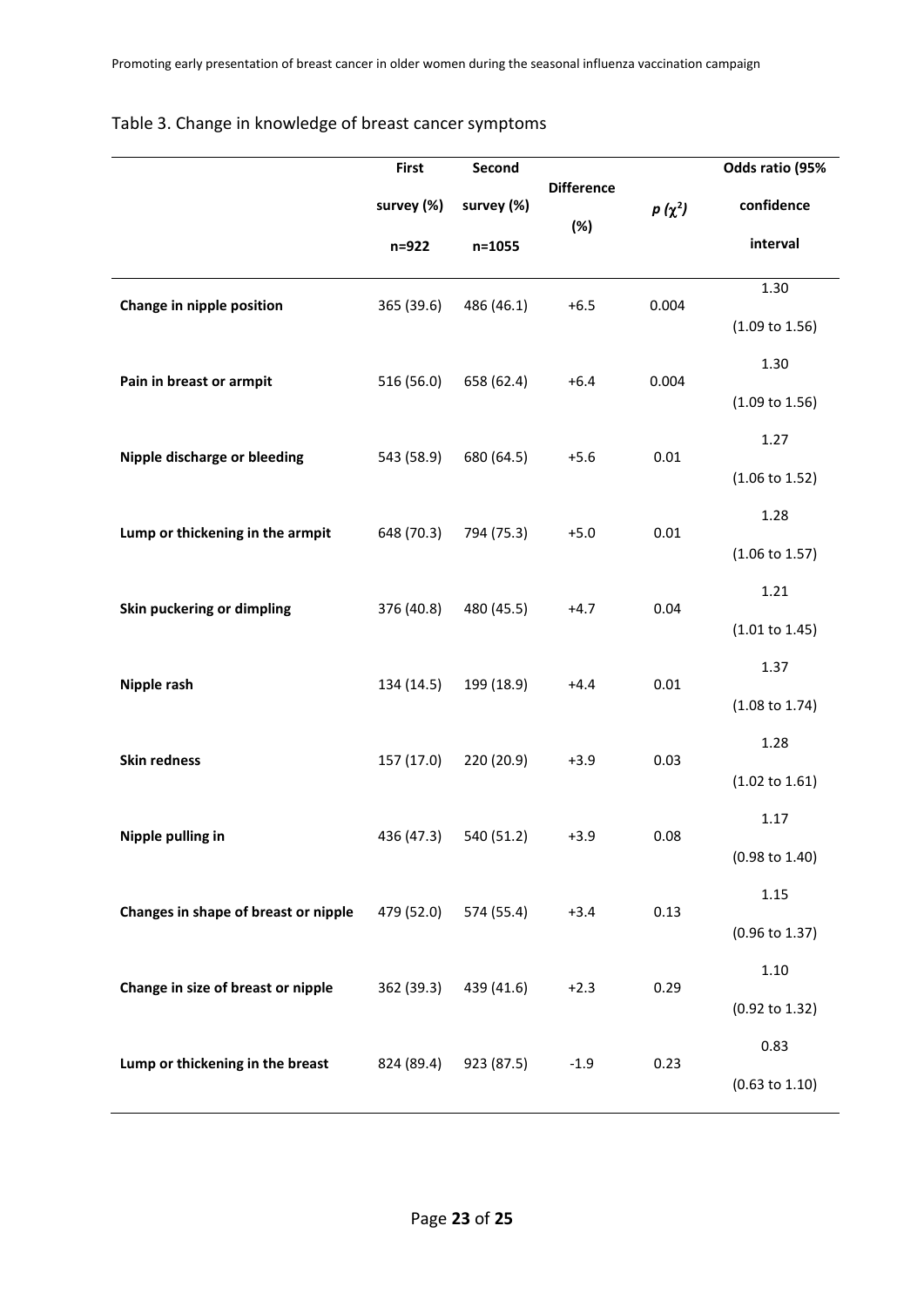Table 3. Change in knowledge of breast cancer symptoms

| | First survey (%) n=922 | Second survey (%) n=1055 | Difference (%) | $p$ ($\chi^2$) | Odds ratio (95% confidence interval |
|---|---|---|---|---|---|
| **Change in nipple position** | 365 (39.6) | 486 (46.1) | +6.5 | 0.004 | 1.30 (1.09 to 1.56) |
| **Pain in breast or armpit** | 516 (56.0) | 658 (62.4) | +6.4 | 0.004 | 1.30 (1.09 to 1.56) |
| **Nipple discharge or bleeding** | 543 (58.9) | 680 (64.5) | +5.6 | 0.01 | 1.27 (1.06 to 1.52) |
| **Lump or thickening in the armpit** | 648 (70.3) | 794 (75.3) | +5.0 | 0.01 | 1.28 (1.06 to 1.57) |
| **Skin puckering or dimpling** | 376 (40.8) | 480 (45.5) | +4.7 | 0.04 | 1.21 (1.01 to 1.45) |
| **Nipple rash** | 134 (14.5) | 199 (18.9) | +4.4 | 0.01 | 1.37 (1.08 to 1.74) |
| **Skin redness** | 157 (17.0) | 220 (20.9) | +3.9 | 0.03 | 1.28 (1.02 to 1.61) |
| **Nipple pulling in** | 436 (47.3) | 540 (51.2) | +3.9 | 0.08 | 1.17 (0.98 to 1.40) |
| **Changes in shape of breast or nipple** | 479 (52.0) | 574 (55.4) | +3.4 | 0.13 | 1.15 (0.96 to 1.37) |
| **Change in size of breast or nipple** | 362 (39.3) | 439 (41.6) | +2.3 | 0.29 | 1.10 (0.92 to 1.32) |
| **Lump or thickening in the breast** | 824 (89.4) | 923 (87.5) | -1.9 | 0.23 | 0.83 (0.63 to 1.10) |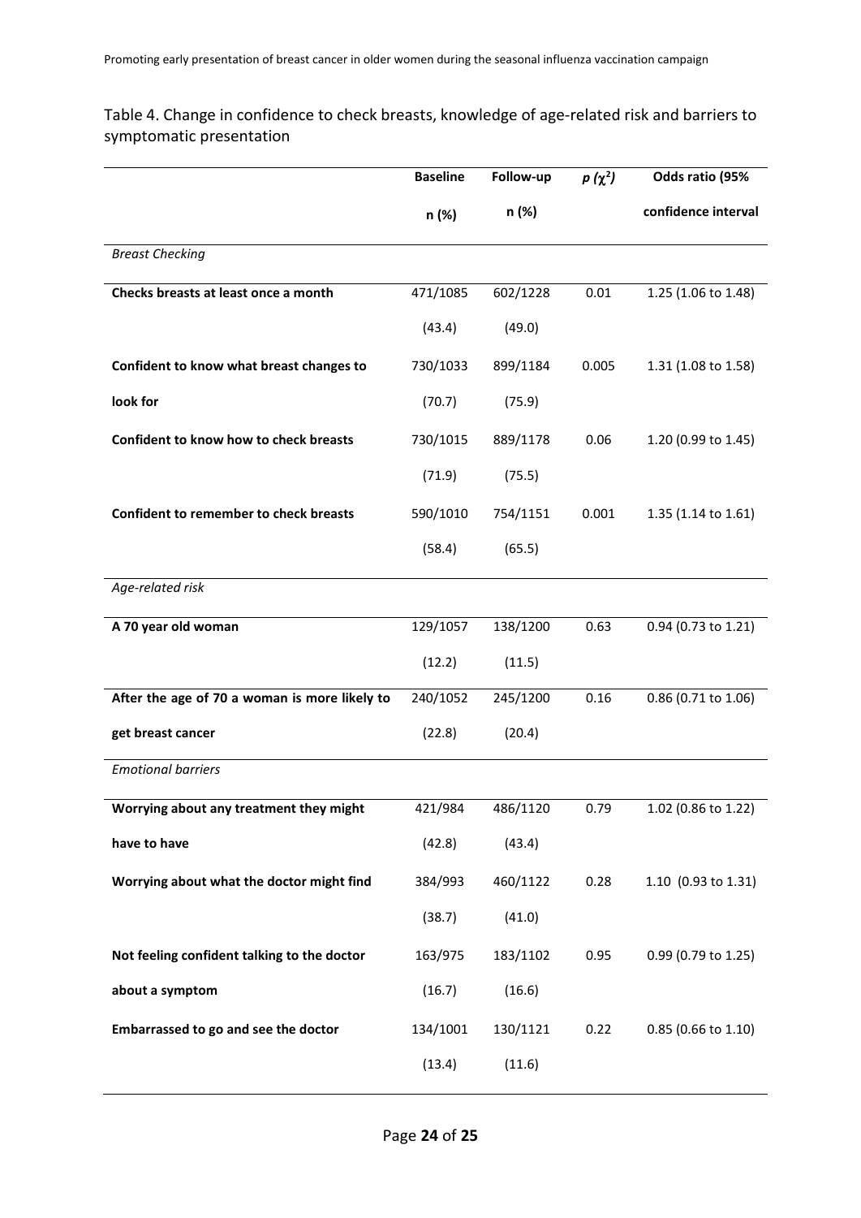Table 4. Change in confidence to check breasts, knowledge of age-related risk and barriers to symptomatic presentation

| | Baseline n (%) | Follow-up n (%) | $p$ ($\chi^2$) | Odds ratio (95% confidence interval |
|---|---|---|---|---|
| *Breast Checking* | | | | |
| **Checks breasts at least once a month** | 471/1085 (43.4) | 602/1228 (49.0) | 0.01 | 1.25 (1.06 to 1.48) |
| **Confident to know what breast changes to look for** | 730/1033 (70.7) | 899/1184 (75.9) | 0.005 | 1.31 (1.08 to 1.58) |
| **Confident to know how to check breasts** | 730/1015 (71.9) | 889/1178 (75.5) | 0.06 | 1.20 (0.99 to 1.45) |
| **Confident to remember to check breasts** | 590/1010 (58.4) | 754/1151 (65.5) | 0.001 | 1.35 (1.14 to 1.61) |
| *Age-related risk* | | | | |
| **A 70 year old woman** | 129/1057 (12.2) | 138/1200 (11.5) | 0.63 | 0.94 (0.73 to 1.21) |
| **After the age of 70 a woman is more likely to get breast cancer** | 240/1052 (22.8) | 245/1200 (20.4) | 0.16 | 0.86 (0.71 to 1.06) |
| *Emotional barriers* | | | | |
| **Worrying about any treatment they might have to have** | 421/984 (42.8) | 486/1120 (43.4) | 0.79 | 1.02 (0.86 to 1.22) |
| **Worrying about what the doctor might find** | 384/993 (38.7) | 460/1122 (41.0) | 0.28 | 1.10 (0.93 to 1.31) |
| **Not feeling confident talking to the doctor about a symptom** | 163/975 (16.7) | 183/1102 (16.6) | 0.95 | 0.99 (0.79 to 1.25) |
| **Embarrassed to go and see the doctor** | 134/1001 (13.4) | 130/1121 (11.6) | 0.22 | 0.85 (0.66 to 1.10) |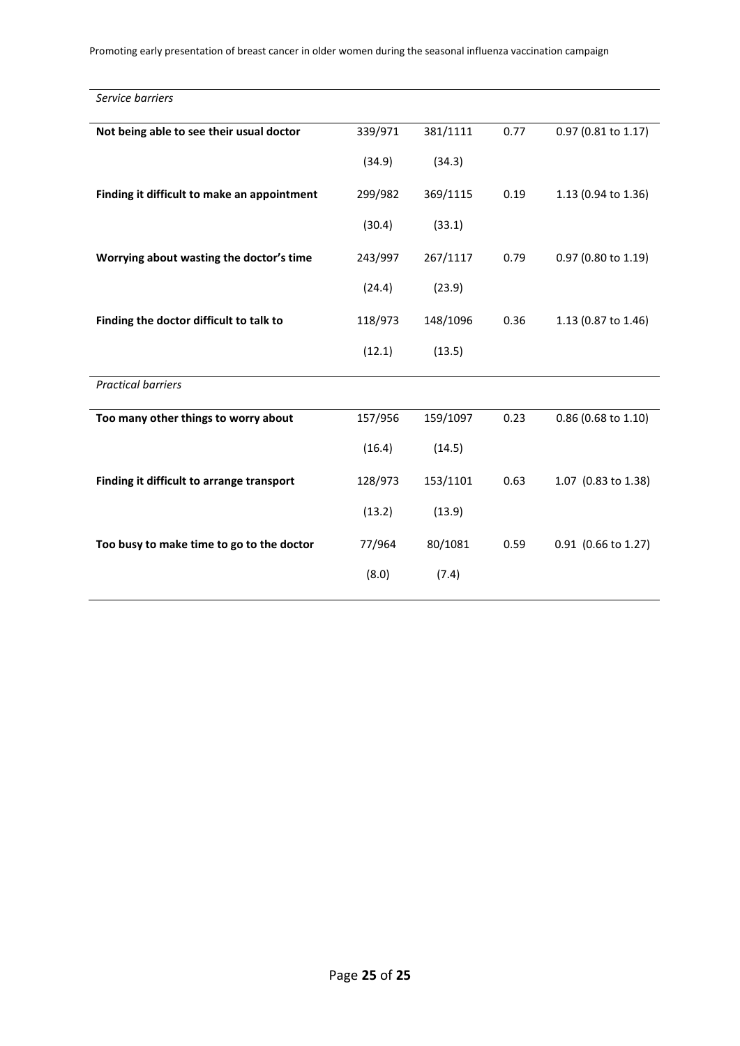| | | | | |
|---|---|---|---|---|
| *Service barriers* | | | | |
| **Not being able to see their usual doctor** | 339/971 (34.9) | 381/1111 (34.3) | 0.77 | 0.97 (0.81 to 1.17) |
| **Finding it difficult to make an appointment** | 299/982 (30.4) | 369/1115 (33.1) | 0.19 | 1.13 (0.94 to 1.36) |
| **Worrying about wasting the doctor's time** | 243/997 (24.4) | 267/1117 (23.9) | 0.79 | 0.97 (0.80 to 1.19) |
| **Finding the doctor difficult to talk to** | 118/973 (12.1) | 148/1096 (13.5) | 0.36 | 1.13 (0.87 to 1.46) |
| *Practical barriers* | | | | |
| **Too many other things to worry about** | 157/956 (16.4) | 159/1097 (14.5) | 0.23 | 0.86 (0.68 to 1.10) |
| **Finding it difficult to arrange transport** | 128/973 (13.2) | 153/1101 (13.9) | 0.63 | 1.07 (0.83 to 1.38) |
| **Too busy to make time to go to the doctor** | 77/964 (8.0) | 80/1081 (7.4) | 0.59 | 0.91 (0.66 to 1.27) |